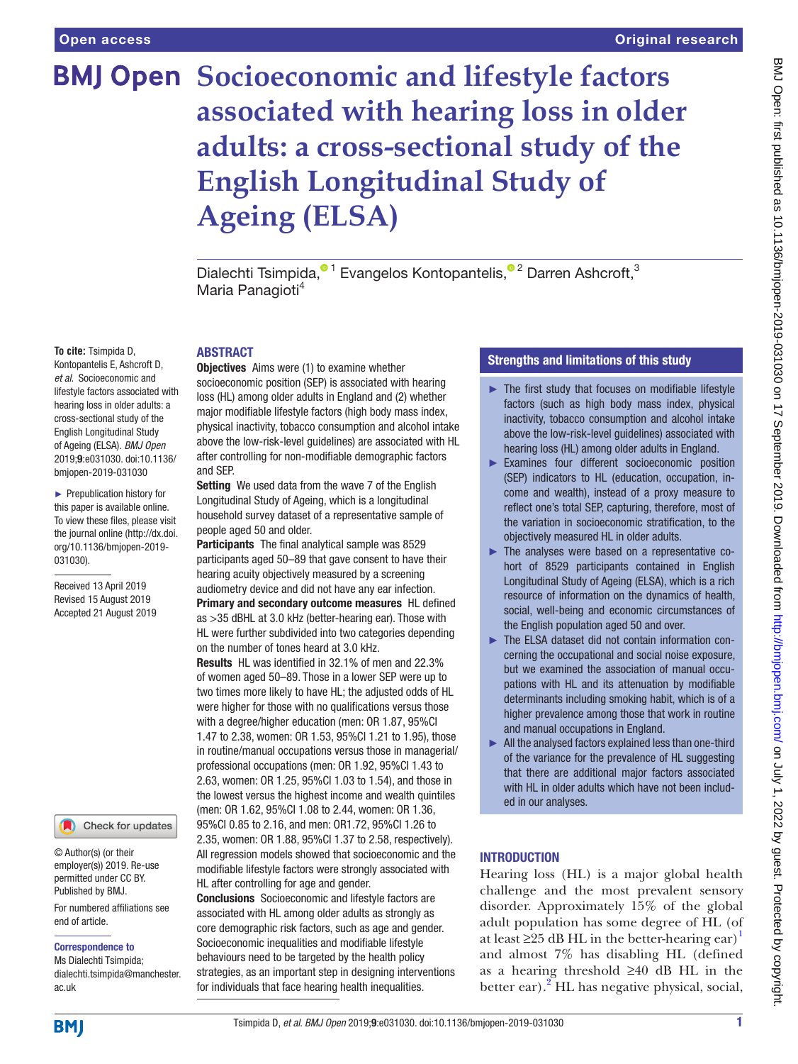Open access

Original research

# Socioeconomic and lifestyle factors associated with hearing loss in older adults: a cross-sectional study of the English Longitudinal Study of Ageing (ELSA)

Dialechti Tsimpida,[1] Evangelos Kontopantelis,[2] Darren Ashcroft,[3] Maria Panagioti[4]

**To cite:** Tsimpida D, Kontopantelis E, Ashcroft D, *et al*. Socioeconomic and lifestyle factors associated with hearing loss in older adults: a cross-sectional study of the English Longitudinal Study of Ageing (ELSA). *BMJ Open* 2019;**9**:e031030. doi:10.1136/bmjopen-2019-031030

► Prepublication history for this paper is available online. To view these files, please visit the journal online (http://dx.doi.org/10.1136/bmjopen-2019-031030).

Received 13 April 2019
Revised 15 August 2019
Accepted 21 August 2019

© Author(s) (or their employer(s)) 2019. Re-use permitted under CC BY. Published by BMJ.

For numbered affiliations see end of article.

**Correspondence to**
Ms Dialechti Tsimpida; dialechti.tsimpida@manchester.ac.uk

## ABSTRACT

**Objectives** Aims were (1) to examine whether socioeconomic position (SEP) is associated with hearing loss (HL) among older adults in England and (2) whether major modifiable lifestyle factors (high body mass index, physical inactivity, tobacco consumption and alcohol intake above the low-risk-level guidelines) are associated with HL after controlling for non-modifiable demographic factors and SEP.

**Setting** We used data from the wave 7 of the English Longitudinal Study of Ageing, which is a longitudinal household survey dataset of a representative sample of people aged 50 and older.

**Participants** The final analytical sample was 8529 participants aged 50–89 that gave consent to have their hearing acuity objectively measured by a screening audiometry device and did not have any ear infection.

**Primary and secondary outcome measures** HL defined as >35 dBHL at 3.0 kHz (better-hearing ear). Those with HL were further subdivided into two categories depending on the number of tones heard at 3.0 kHz.

**Results** HL was identified in 32.1% of men and 22.3% of women aged 50–89. Those in a lower SEP were up to two times more likely to have HL; the adjusted odds of HL were higher for those with no qualifications versus those with a degree/higher education (men: OR 1.87, 95%CI 1.47 to 2.38, women: OR 1.53, 95%CI 1.21 to 1.95), those in routine/manual occupations versus those in managerial/professional occupations (men: OR 1.92, 95%CI 1.43 to 2.63, women: OR 1.25, 95%CI 1.03 to 1.54), and those in the lowest versus the highest income and wealth quintiles (men: OR 1.62, 95%CI 1.08 to 2.44, women: OR 1.36, 95%CI 0.85 to 2.16, and men: OR1.72, 95%CI 1.26 to 2.35, women: OR 1.88, 95%CI 1.37 to 2.58, respectively). All regression models showed that socioeconomic and the modifiable lifestyle factors were strongly associated with HL after controlling for age and gender.

**Conclusions** Socioeconomic and lifestyle factors are associated with HL among older adults as strongly as core demographic risk factors, such as age and gender. Socioeconomic inequalities and modifiable lifestyle behaviours need to be targeted by the health policy strategies, as an important step in designing interventions for individuals that face hearing health inequalities.

## Strengths and limitations of this study

- The first study that focuses on modifiable lifestyle factors (such as high body mass index, physical inactivity, tobacco consumption and alcohol intake above the low-risk-level guidelines) associated with hearing loss (HL) among older adults in England.
- Examines four different socioeconomic position (SEP) indicators to HL (education, occupation, income and wealth), instead of a proxy measure to reflect one's total SEP, capturing, therefore, most of the variation in socioeconomic stratification, to the objectively measured HL in older adults.
- The analyses were based on a representative cohort of 8529 participants contained in English Longitudinal Study of Ageing (ELSA), which is a rich resource of information on the dynamics of health, social, well-being and economic circumstances of the English population aged 50 and over.
- The ELSA dataset did not contain information concerning the occupational and social noise exposure, but we examined the association of manual occupations with HL and its attenuation by modifiable determinants including smoking habit, which is of a higher prevalence among those that work in routine and manual occupations in England.
- All the analysed factors explained less than one-third of the variance for the prevalence of HL suggesting that there are additional major factors associated with HL in older adults which have not been included in our analyses.

## INTRODUCTION

Hearing loss (HL) is a major global health challenge and the most prevalent sensory disorder. Approximately 15% of the global adult population has some degree of HL (of at least ≥25 dB HL in the better-hearing ear)[1] and almost 7% has disabling HL (defined as a hearing threshold ≥40 dB HL in the better ear).[2] HL has negative physical, social,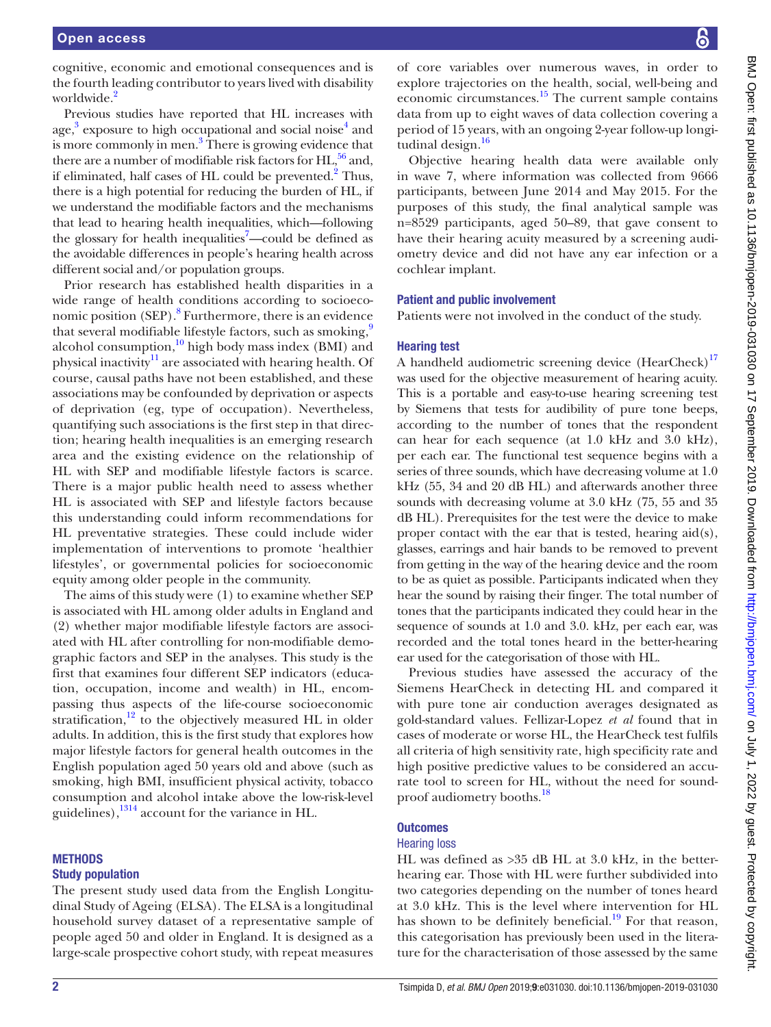cognitive, economic and emotional consequences and is the fourth leading contributor to years lived with disability worldwide.[2]

Previous studies have reported that HL increases with age,[3] exposure to high occupational and social noise[4] and is more commonly in men.[3] There is growing evidence that there are a number of modifiable risk factors for HL,[5,6] and, if eliminated, half cases of HL could be prevented.[2] Thus, there is a high potential for reducing the burden of HL, if we understand the modifiable factors and the mechanisms that lead to hearing health inequalities, which—following the glossary for health inequalities[7]—could be defined as the avoidable differences in people's hearing health across different social and/or population groups.

Prior research has established health disparities in a wide range of health conditions according to socioeconomic position (SEP).[8] Furthermore, there is an evidence that several modifiable lifestyle factors, such as smoking,[9] alcohol consumption,[10] high body mass index (BMI) and physical inactivity[11] are associated with hearing health. Of course, causal paths have not been established, and these associations may be confounded by deprivation or aspects of deprivation (eg, type of occupation). Nevertheless, quantifying such associations is the first step in that direction; hearing health inequalities is an emerging research area and the existing evidence on the relationship of HL with SEP and modifiable lifestyle factors is scarce. There is a major public health need to assess whether HL is associated with SEP and lifestyle factors because this understanding could inform recommendations for HL preventative strategies. These could include wider implementation of interventions to promote 'healthier lifestyles', or governmental policies for socioeconomic equity among older people in the community.

The aims of this study were (1) to examine whether SEP is associated with HL among older adults in England and (2) whether major modifiable lifestyle factors are associated with HL after controlling for non-modifiable demographic factors and SEP in the analyses. This study is the first that examines four different SEP indicators (education, occupation, income and wealth) in HL, encompassing thus aspects of the life-course socioeconomic stratification,[12] to the objectively measured HL in older adults. In addition, this is the first study that explores how major lifestyle factors for general health outcomes in the English population aged 50 years old and above (such as smoking, high BMI, insufficient physical activity, tobacco consumption and alcohol intake above the low-risk-level guidelines),[13,14] account for the variance in HL.

## METHODS

### Study population

The present study used data from the English Longitudinal Study of Ageing (ELSA). The ELSA is a longitudinal household survey dataset of a representative sample of people aged 50 and older in England. It is designed as a large-scale prospective cohort study, with repeat measures of core variables over numerous waves, in order to explore trajectories on the health, social, well-being and economic circumstances.[15] The current sample contains data from up to eight waves of data collection covering a period of 15 years, with an ongoing 2-year follow-up longitudinal design.[16]

Objective hearing health data were available only in wave 7, where information was collected from 9666 participants, between June 2014 and May 2015. For the purposes of this study, the final analytical sample was n=8529 participants, aged 50–89, that gave consent to have their hearing acuity measured by a screening audiometry device and did not have any ear infection or a cochlear implant.

### Patient and public involvement

Patients were not involved in the conduct of the study.

### Hearing test

A handheld audiometric screening device (HearCheck)[17] was used for the objective measurement of hearing acuity. This is a portable and easy-to-use hearing screening test by Siemens that tests for audibility of pure tone beeps, according to the number of tones that the respondent can hear for each sequence (at 1.0 kHz and 3.0 kHz), per each ear. The functional test sequence begins with a series of three sounds, which have decreasing volume at 1.0 kHz (55, 34 and 20 dB HL) and afterwards another three sounds with decreasing volume at 3.0 kHz (75, 55 and 35 dB HL). Prerequisites for the test were the device to make proper contact with the ear that is tested, hearing aid(s), glasses, earrings and hair bands to be removed to prevent from getting in the way of the hearing device and the room to be as quiet as possible. Participants indicated when they hear the sound by raising their finger. The total number of tones that the participants indicated they could hear in the sequence of sounds at 1.0 and 3.0. kHz, per each ear, was recorded and the total tones heard in the better-hearing ear used for the categorisation of those with HL.

Previous studies have assessed the accuracy of the Siemens HearCheck in detecting HL and compared it with pure tone air conduction averages designated as gold-standard values. Fellizar-Lopez *et al* found that in cases of moderate or worse HL, the HearCheck test fulfils all criteria of high sensitivity rate, high specificity rate and high positive predictive values to be considered an accurate tool to screen for HL, without the need for soundproof audiometry booths.[18]

### Outcomes

#### Hearing loss

HL was defined as >35 dB HL at 3.0 kHz, in the better-hearing ear. Those with HL were further subdivided into two categories depending on the number of tones heard at 3.0 kHz. This is the level where intervention for HL has shown to be definitely beneficial.[19] For that reason, this categorisation has previously been used in the literature for the characterisation of those assessed by the same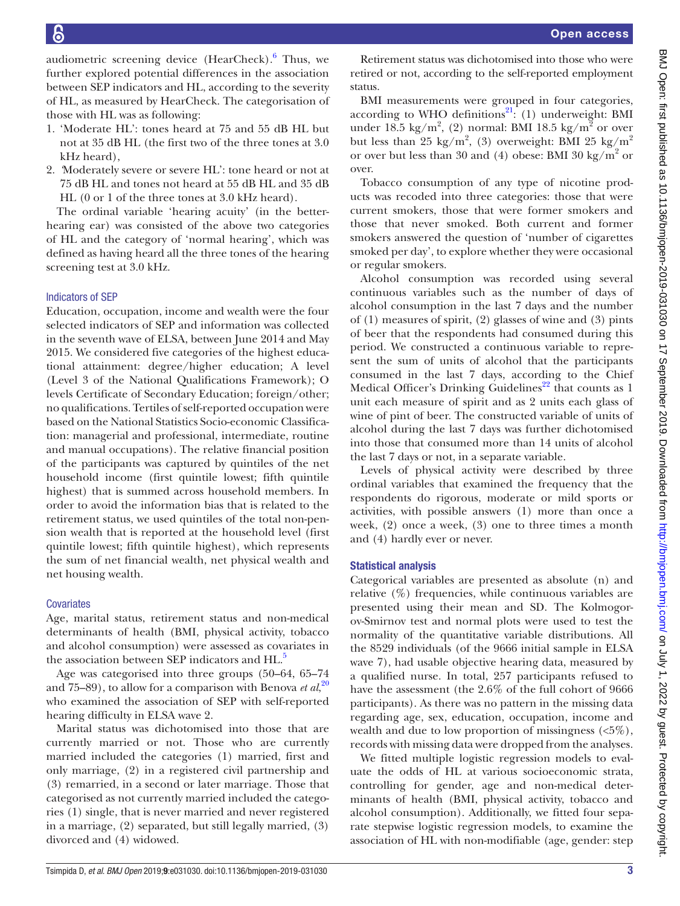audiometric screening device (HearCheck).[6] Thus, we further explored potential differences in the association between SEP indicators and HL, according to the severity of HL, as measured by HearCheck. The categorisation of those with HL was as following:

1. 'Moderate HL': tones heard at 75 and 55 dB HL but not at 35 dB HL (the first two of the three tones at 3.0 kHz heard),
2. 'Moderately severe or severe HL': tone heard or not at 75 dB HL and tones not heard at 55 dB HL and 35 dB HL (0 or 1 of the three tones at 3.0 kHz heard).

The ordinal variable 'hearing acuity' (in the better-hearing ear) was consisted of the above two categories of HL and the category of 'normal hearing', which was defined as having heard all the three tones of the hearing screening test at 3.0 kHz.

### Indicators of SEP

Education, occupation, income and wealth were the four selected indicators of SEP and information was collected in the seventh wave of ELSA, between June 2014 and May 2015. We considered five categories of the highest educational attainment: degree/higher education; A level (Level 3 of the National Qualifications Framework); O levels Certificate of Secondary Education; foreign/other; no qualifications. Tertiles of self-reported occupation were based on the National Statistics Socio-economic Classification: managerial and professional, intermediate, routine and manual occupations). The relative financial position of the participants was captured by quintiles of the net household income (first quintile lowest; fifth quintile highest) that is summed across household members. In order to avoid the information bias that is related to the retirement status, we used quintiles of the total non-pension wealth that is reported at the household level (first quintile lowest; fifth quintile highest), which represents the sum of net financial wealth, net physical wealth and net housing wealth.

### Covariates

Age, marital status, retirement status and non-medical determinants of health (BMI, physical activity, tobacco and alcohol consumption) were assessed as covariates in the association between SEP indicators and HL.[5]

Age was categorised into three groups (50–64, 65–74 and 75–89), to allow for a comparison with Benova *et al*,[20] who examined the association of SEP with self-reported hearing difficulty in ELSA wave 2.

Marital status was dichotomised into those that are currently married or not. Those who are currently married included the categories (1) married, first and only marriage, (2) in a registered civil partnership and (3) remarried, in a second or later marriage. Those that categorised as not currently married included the categories (1) single, that is never married and never registered in a marriage, (2) separated, but still legally married, (3) divorced and (4) widowed.

Retirement status was dichotomised into those who were retired or not, according to the self-reported employment status.

BMI measurements were grouped in four categories, according to WHO definitions[21]: (1) underweight: BMI under 18.5 kg/m$^2$, (2) normal: BMI 18.5 kg/m$^2$ or over but less than 25 kg/m$^2$, (3) overweight: BMI 25 kg/m$^2$ or over but less than 30 and (4) obese: BMI 30 kg/m$^2$ or over.

Tobacco consumption of any type of nicotine products was recoded into three categories: those that were current smokers, those that were former smokers and those that never smoked. Both current and former smokers answered the question of 'number of cigarettes smoked per day', to explore whether they were occasional or regular smokers.

Alcohol consumption was recorded using several continuous variables such as the number of days of alcohol consumption in the last 7 days and the number of (1) measures of spirit, (2) glasses of wine and (3) pints of beer that the respondents had consumed during this period. We constructed a continuous variable to represent the sum of units of alcohol that the participants consumed in the last 7 days, according to the Chief Medical Officer's Drinking Guidelines[22] that counts as 1 unit each measure of spirit and as 2 units each glass of wine of pint of beer. The constructed variable of units of alcohol during the last 7 days was further dichotomised into those that consumed more than 14 units of alcohol the last 7 days or not, in a separate variable.

Levels of physical activity were described by three ordinal variables that examined the frequency that the respondents do rigorous, moderate or mild sports or activities, with possible answers (1) more than once a week, (2) once a week, (3) one to three times a month and (4) hardly ever or never.

## Statistical analysis

Categorical variables are presented as absolute (n) and relative (%) frequencies, while continuous variables are presented using their mean and SD. The Kolmogorov-Smirnov test and normal plots were used to test the normality of the quantitative variable distributions. All the 8529 individuals (of the 9666 initial sample in ELSA wave 7), had usable objective hearing data, measured by a qualified nurse. In total, 257 participants refused to have the assessment (the 2.6% of the full cohort of 9666 participants). As there was no pattern in the missing data regarding age, sex, education, occupation, income and wealth and due to low proportion of missingness (<5%), records with missing data were dropped from the analyses.

We fitted multiple logistic regression models to evaluate the odds of HL at various socioeconomic strata, controlling for gender, age and non-medical determinants of health (BMI, physical activity, tobacco and alcohol consumption). Additionally, we fitted four separate stepwise logistic regression models, to examine the association of HL with non-modifiable (age, gender: step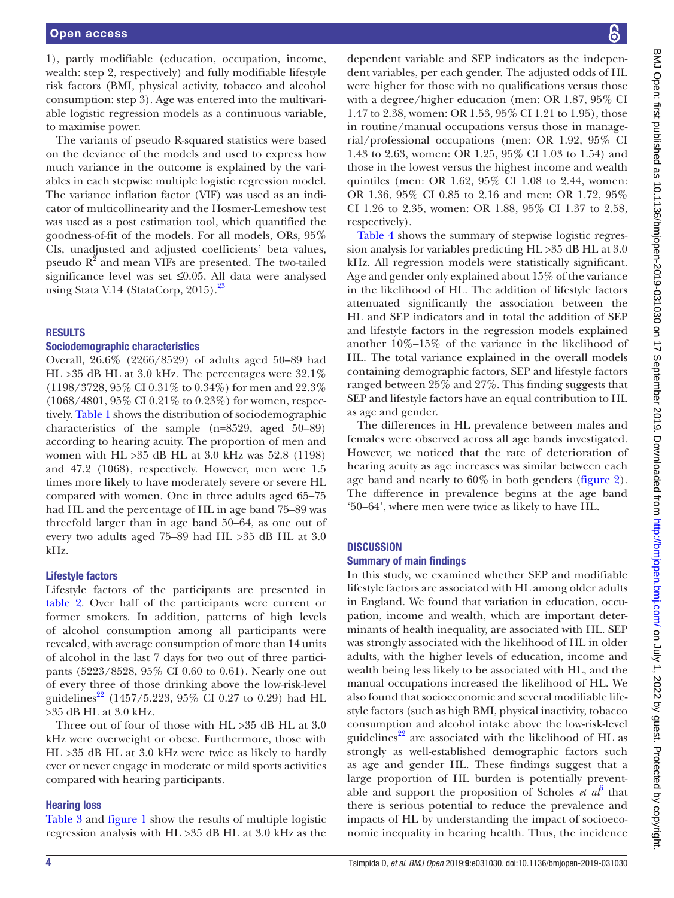1), partly modifiable (education, occupation, income, wealth: step 2, respectively) and fully modifiable lifestyle risk factors (BMI, physical activity, tobacco and alcohol consumption: step 3). Age was entered into the multivariable logistic regression models as a continuous variable, to maximise power.

The variants of pseudo R-squared statistics were based on the deviance of the models and used to express how much variance in the outcome is explained by the variables in each stepwise multiple logistic regression model. The variance inflation factor (VIF) was used as an indicator of multicollinearity and the Hosmer-Lemeshow test was used as a post estimation tool, which quantified the goodness-of-fit of the models. For all models, ORs, 95% CIs, unadjusted and adjusted coefficients' beta values, pseudo $R^2$ and mean VIFs are presented. The two-tailed significance level was set ≤0.05. All data were analysed using Stata V.14 (StataCorp, 2015).[23]

## RESULTS

### Sociodemographic characteristics

Overall, 26.6% (2266/8529) of adults aged 50–89 had HL >35 dB HL at 3.0 kHz. The percentages were 32.1% (1198/3728, 95% CI 0.31% to 0.34%) for men and 22.3% (1068/4801, 95% CI 0.21% to 0.23%) for women, respectively. Table 1 shows the distribution of sociodemographic characteristics of the sample (n=8529, aged 50–89) according to hearing acuity. The proportion of men and women with HL >35 dB HL at 3.0 kHz was 52.8 (1198) and 47.2 (1068), respectively. However, men were 1.5 times more likely to have moderately severe or severe HL compared with women. One in three adults aged 65–75 had HL and the percentage of HL in age band 75–89 was threefold larger than in age band 50–64, as one out of every two adults aged 75–89 had HL >35 dB HL at 3.0 kHz.

### Lifestyle factors

Lifestyle factors of the participants are presented in table 2. Over half of the participants were current or former smokers. In addition, patterns of high levels of alcohol consumption among all participants were revealed, with average consumption of more than 14 units of alcohol in the last 7 days for two out of three participants (5223/8528, 95% CI 0.60 to 0.61). Nearly one out of every three of those drinking above the low-risk-level guidelines[22] (1457/5.223, 95% CI 0.27 to 0.29) had HL >35 dB HL at 3.0 kHz.

Three out of four of those with HL >35 dB HL at 3.0 kHz were overweight or obese. Furthermore, those with HL >35 dB HL at 3.0 kHz were twice as likely to hardly ever or never engage in moderate or mild sports activities compared with hearing participants.

### Hearing loss

Table 3 and figure 1 show the results of multiple logistic regression analysis with HL >35 dB HL at 3.0 kHz as the dependent variable and SEP indicators as the independent variables, per each gender. The adjusted odds of HL were higher for those with no qualifications versus those with a degree/higher education (men: OR 1.87, 95% CI 1.47 to 2.38, women: OR 1.53, 95% CI 1.21 to 1.95), those in routine/manual occupations versus those in managerial/professional occupations (men: OR 1.92, 95% CI 1.43 to 2.63, women: OR 1.25, 95% CI 1.03 to 1.54) and those in the lowest versus the highest income and wealth quintiles (men: OR 1.62, 95% CI 1.08 to 2.44, women: OR 1.36, 95% CI 0.85 to 2.16 and men: OR 1.72, 95% CI 1.26 to 2.35, women: OR 1.88, 95% CI 1.37 to 2.58, respectively).

Table 4 shows the summary of stepwise logistic regression analysis for variables predicting HL >35 dB HL at 3.0 kHz. All regression models were statistically significant. Age and gender only explained about 15% of the variance in the likelihood of HL. The addition of lifestyle factors attenuated significantly the association between the HL and SEP indicators and in total the addition of SEP and lifestyle factors in the regression models explained another 10%–15% of the variance in the likelihood of HL. The total variance explained in the overall models containing demographic factors, SEP and lifestyle factors ranged between 25% and 27%. This finding suggests that SEP and lifestyle factors have an equal contribution to HL as age and gender.

The differences in HL prevalence between males and females were observed across all age bands investigated. However, we noticed that the rate of deterioration of hearing acuity as age increases was similar between each age band and nearly to 60% in both genders (figure 2). The difference in prevalence begins at the age band '50–64', where men were twice as likely to have HL.

## DISCUSSION

### Summary of main findings

In this study, we examined whether SEP and modifiable lifestyle factors are associated with HL among older adults in England. We found that variation in education, occupation, income and wealth, which are important determinants of health inequality, are associated with HL. SEP was strongly associated with the likelihood of HL in older adults, with the higher levels of education, income and wealth being less likely to be associated with HL, and the manual occupations increased the likelihood of HL. We also found that socioeconomic and several modifiable lifestyle factors (such as high BMI, physical inactivity, tobacco consumption and alcohol intake above the low-risk-level guidelines[22] are associated with the likelihood of HL as strongly as well-established demographic factors such as age and gender HL. These findings suggest that a large proportion of HL burden is potentially preventable and support the proposition of Scholes *et al*[6] that there is serious potential to reduce the prevalence and impacts of HL by understanding the impact of socioeconomic inequality in hearing health. Thus, the incidence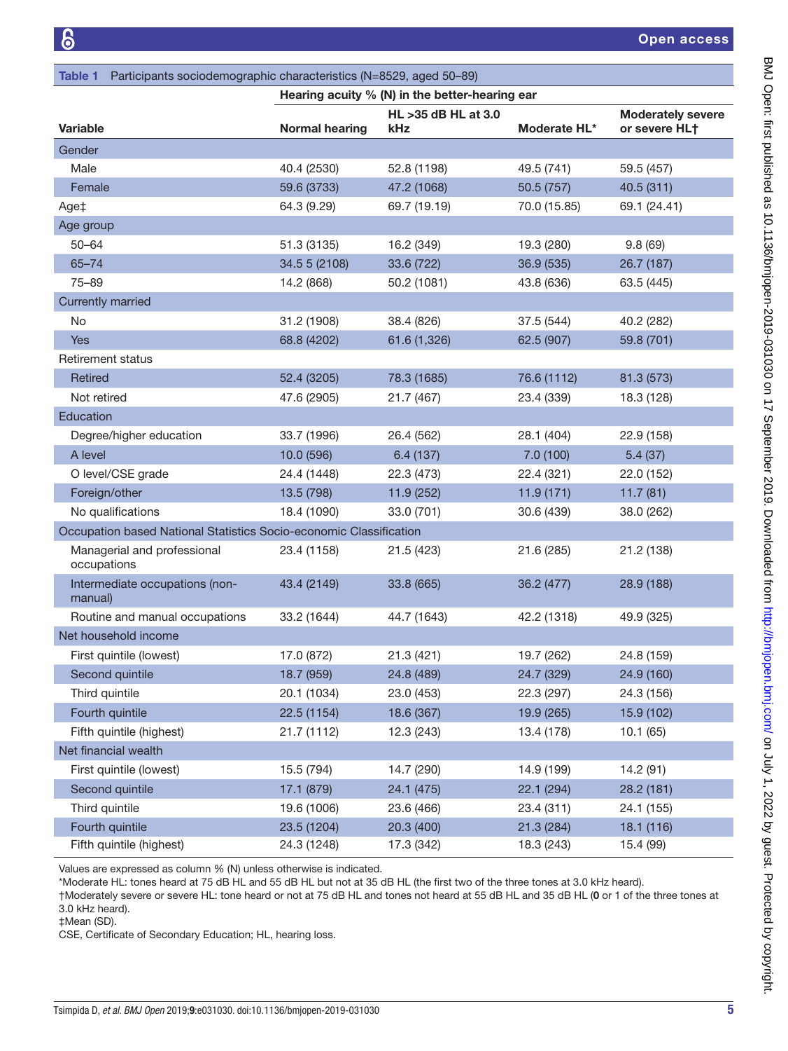**Table 1** Participants sociodemographic characteristics (N=8529, aged 50–89)

| | Hearing acuity % (N) in the better-hearing ear | | | |
|---|---|---|---|---|
| **Variable** | **Normal hearing** | **HL >35 dB HL at 3.0 kHz** | **Moderate HL*** | **Moderately severe or severe HL†** |
| Gender | | | | |
| Male | 40.4 (2530) | 52.8 (1198) | 49.5 (741) | 59.5 (457) |
| Female | 59.6 (3733) | 47.2 (1068) | 50.5 (757) | 40.5 (311) |
| Age‡ | 64.3 (9.29) | 69.7 (19.19) | 70.0 (15.85) | 69.1 (24.41) |
| Age group | | | | |
| 50–64 | 51.3 (3135) | 16.2 (349) | 19.3 (280) | 9.8 (69) |
| 65–74 | 34.5 5 (2108) | 33.6 (722) | 36.9 (535) | 26.7 (187) |
| 75–89 | 14.2 (868) | 50.2 (1081) | 43.8 (636) | 63.5 (445) |
| Currently married | | | | |
| No | 31.2 (1908) | 38.4 (826) | 37.5 (544) | 40.2 (282) |
| Yes | 68.8 (4202) | 61.6 (1,326) | 62.5 (907) | 59.8 (701) |
| Retirement status | | | | |
| Retired | 52.4 (3205) | 78.3 (1685) | 76.6 (1112) | 81.3 (573) |
| Not retired | 47.6 (2905) | 21.7 (467) | 23.4 (339) | 18.3 (128) |
| Education | | | | |
| Degree/higher education | 33.7 (1996) | 26.4 (562) | 28.1 (404) | 22.9 (158) |
| A level | 10.0 (596) | 6.4 (137) | 7.0 (100) | 5.4 (37) |
| O level/CSE grade | 24.4 (1448) | 22.3 (473) | 22.4 (321) | 22.0 (152) |
| Foreign/other | 13.5 (798) | 11.9 (252) | 11.9 (171) | 11.7 (81) |
| No qualifications | 18.4 (1090) | 33.0 (701) | 30.6 (439) | 38.0 (262) |
| Occupation based National Statistics Socio-economic Classification | | | | |
| Managerial and professional occupations | 23.4 (1158) | 21.5 (423) | 21.6 (285) | 21.2 (138) |
| Intermediate occupations (non-manual) | 43.4 (2149) | 33.8 (665) | 36.2 (477) | 28.9 (188) |
| Routine and manual occupations | 33.2 (1644) | 44.7 (1643) | 42.2 (1318) | 49.9 (325) |
| Net household income | | | | |
| First quintile (lowest) | 17.0 (872) | 21.3 (421) | 19.7 (262) | 24.8 (159) |
| Second quintile | 18.7 (959) | 24.8 (489) | 24.7 (329) | 24.9 (160) |
| Third quintile | 20.1 (1034) | 23.0 (453) | 22.3 (297) | 24.3 (156) |
| Fourth quintile | 22.5 (1154) | 18.6 (367) | 19.9 (265) | 15.9 (102) |
| Fifth quintile (highest) | 21.7 (1112) | 12.3 (243) | 13.4 (178) | 10.1 (65) |
| Net financial wealth | | | | |
| First quintile (lowest) | 15.5 (794) | 14.7 (290) | 14.9 (199) | 14.2 (91) |
| Second quintile | 17.1 (879) | 24.1 (475) | 22.1 (294) | 28.2 (181) |
| Third quintile | 19.6 (1006) | 23.6 (466) | 23.4 (311) | 24.1 (155) |
| Fourth quintile | 23.5 (1204) | 20.3 (400) | 21.3 (284) | 18.1 (116) |
| Fifth quintile (highest) | 24.3 (1248) | 17.3 (342) | 18.3 (243) | 15.4 (99) |

Values are expressed as column % (N) unless otherwise is indicated.

*Moderate HL: tones heard at 75 dB HL and 55 dB HL but not at 35 dB HL (the first two of the three tones at 3.0 kHz heard).

†Moderately severe or severe HL: tone heard or not at 75 dB HL and tones not heard at 55 dB HL and 35 dB HL (**0** or 1 of the three tones at 3.0 kHz heard).

‡Mean (SD).

CSE, Certificate of Secondary Education; HL, hearing loss.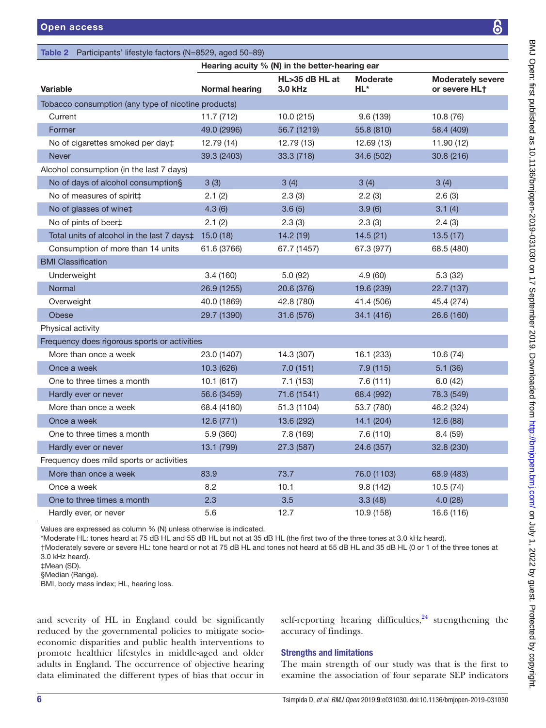Table 2 Participants' lifestyle factors (N=8529, aged 50–89)

| Variable | Hearing acuity % (N) in the better-hearing ear | | | |
|---|---|---|---|---|
| | Normal hearing | HL>35 dB HL at 3.0 kHz | Moderate HL* | Moderately severe or severe HL† |
| Tobacco consumption (any type of nicotine products) | | | | |
| Current | 11.7 (712) | 10.0 (215) | 9.6 (139) | 10.8 (76) |
| Former | 49.0 (2996) | 56.7 (1219) | 55.8 (810) | 58.4 (409) |
| No of cigarettes smoked per day‡ | 12.79 (14) | 12.79 (13) | 12.69 (13) | 11.90 (12) |
| Never | 39.3 (2403) | 33.3 (718) | 34.6 (502) | 30.8 (216) |
| Alcohol consumption (in the last 7 days) | | | | |
| No of days of alcohol consumption§ | 3 (3) | 3 (4) | 3 (4) | 3 (4) |
| No of measures of spirit‡ | 2.1 (2) | 2.3 (3) | 2.2 (3) | 2.6 (3) |
| No of glasses of wine‡ | 4.3 (6) | 3.6 (5) | 3.9 (6) | 3.1 (4) |
| No of pints of beer‡ | 2.1 (2) | 2.3 (3) | 2.3 (3) | 2.4 (3) |
| Total units of alcohol in the last 7 days‡ | 15.0 (18) | 14.2 (19) | 14.5 (21) | 13.5 (17) |
| Consumption of more than 14 units | 61.6 (3766) | 67.7 (1457) | 67.3 (977) | 68.5 (480) |
| BMI Classification | | | | |
| Underweight | 3.4 (160) | 5.0 (92) | 4.9 (60) | 5.3 (32) |
| Normal | 26.9 (1255) | 20.6 (376) | 19.6 (239) | 22.7 (137) |
| Overweight | 40.0 (1869) | 42.8 (780) | 41.4 (506) | 45.4 (274) |
| Obese | 29.7 (1390) | 31.6 (576) | 34.1 (416) | 26.6 (160) |
| Physical activity | | | | |
| Frequency does rigorous sports or activities | | | | |
| More than once a week | 23.0 (1407) | 14.3 (307) | 16.1 (233) | 10.6 (74) |
| Once a week | 10.3 (626) | 7.0 (151) | 7.9 (115) | 5.1 (36) |
| One to three times a month | 10.1 (617) | 7.1 (153) | 7.6 (111) | 6.0 (42) |
| Hardly ever or never | 56.6 (3459) | 71.6 (1541) | 68.4 (992) | 78.3 (549) |
| More than once a week | 68.4 (4180) | 51.3 (1104) | 53.7 (780) | 46.2 (324) |
| Once a week | 12.6 (771) | 13.6 (292) | 14.1 (204) | 12.6 (88) |
| One to three times a month | 5.9 (360) | 7.8 (169) | 7.6 (110) | 8.4 (59) |
| Hardly ever or never | 13.1 (799) | 27.3 (587) | 24.6 (357) | 32.8 (230) |
| Frequency does mild sports or activities | | | | |
| More than once a week | 83.9 | 73.7 | 76.0 (1103) | 68.9 (483) |
| Once a week | 8.2 | 10.1 | 9.8 (142) | 10.5 (74) |
| One to three times a month | 2.3 | 3.5 | 3.3 (48) | 4.0 (28) |
| Hardly ever, or never | 5.6 | 12.7 | 10.9 (158) | 16.6 (116) |

Values are expressed as column % (N) unless otherwise is indicated.
*Moderate HL: tones heard at 75 dB HL and 55 dB HL but not at 35 dB HL (the first two of the three tones at 3.0 kHz heard).
†Moderately severe or severe HL: tone heard or not at 75 dB HL and tones not heard at 55 dB HL and 35 dB HL (0 or 1 of the three tones at 3.0 kHz heard).
‡Mean (SD).
§Median (Range).
BMI, body mass index; HL, hearing loss.

and severity of HL in England could be significantly reduced by the governmental policies to mitigate socioeconomic disparities and public health interventions to promote healthier lifestyles in middle-aged and older adults in England. The occurrence of objective hearing data eliminated the different types of bias that occur in self-reporting hearing difficulties,[24] strengthening the accuracy of findings.

## Strengths and limitations

The main strength of our study was that is the first to examine the association of four separate SEP indicators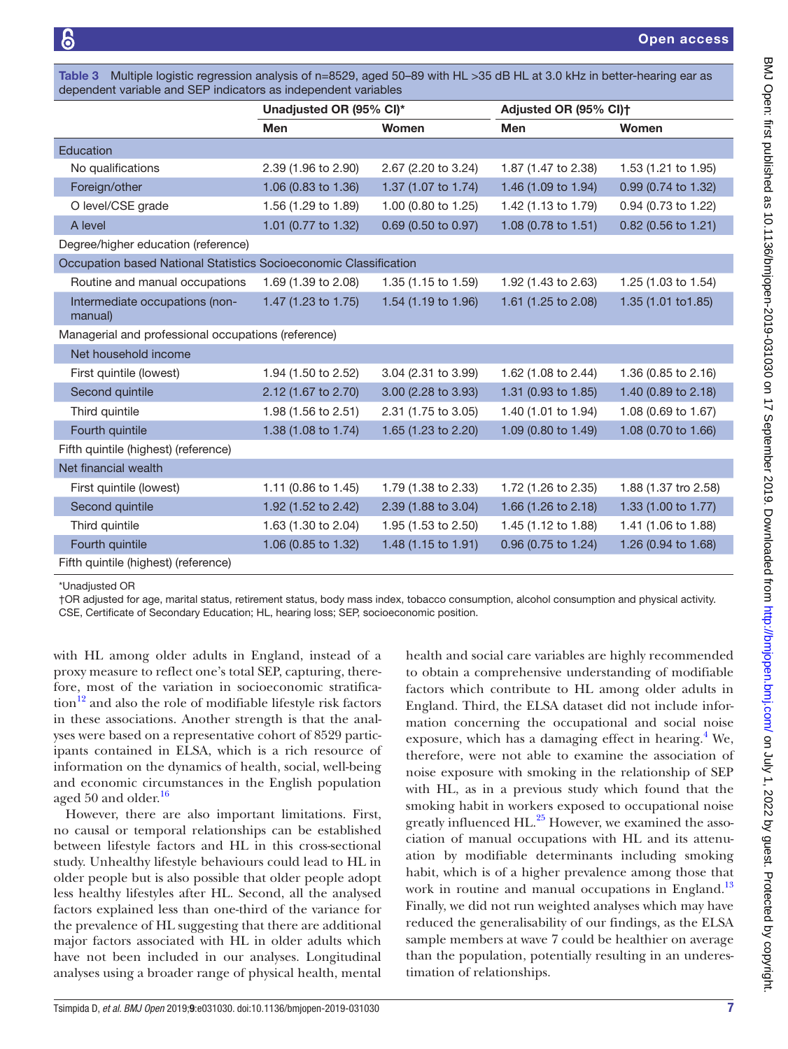**Table 3** Multiple logistic regression analysis of n=8529, aged 50–89 with HL >35 dB HL at 3.0 kHz in better-hearing ear as dependent variable and SEP indicators as independent variables

| | Unadjusted OR (95% CI)* | | Adjusted OR (95% CI)† | |
|---|---|---|---|---|
| | Men | Women | Men | Women |
| Education | | | | |
| No qualifications | 2.39 (1.96 to 2.90) | 2.67 (2.20 to 3.24) | 1.87 (1.47 to 2.38) | 1.53 (1.21 to 1.95) |
| Foreign/other | 1.06 (0.83 to 1.36) | 1.37 (1.07 to 1.74) | 1.46 (1.09 to 1.94) | 0.99 (0.74 to 1.32) |
| O level/CSE grade | 1.56 (1.29 to 1.89) | 1.00 (0.80 to 1.25) | 1.42 (1.13 to 1.79) | 0.94 (0.73 to 1.22) |
| A level | 1.01 (0.77 to 1.32) | 0.69 (0.50 to 0.97) | 1.08 (0.78 to 1.51) | 0.82 (0.56 to 1.21) |
| Degree/higher education (reference) | | | | |
| Occupation based National Statistics Socioeconomic Classification | | | | |
| Routine and manual occupations | 1.69 (1.39 to 2.08) | 1.35 (1.15 to 1.59) | 1.92 (1.43 to 2.63) | 1.25 (1.03 to 1.54) |
| Intermediate occupations (non-manual) | 1.47 (1.23 to 1.75) | 1.54 (1.19 to 1.96) | 1.61 (1.25 to 2.08) | 1.35 (1.01 to1.85) |
| Managerial and professional occupations (reference) | | | | |
| Net household income | | | | |
| First quintile (lowest) | 1.94 (1.50 to 2.52) | 3.04 (2.31 to 3.99) | 1.62 (1.08 to 2.44) | 1.36 (0.85 to 2.16) |
| Second quintile | 2.12 (1.67 to 2.70) | 3.00 (2.28 to 3.93) | 1.31 (0.93 to 1.85) | 1.40 (0.89 to 2.18) |
| Third quintile | 1.98 (1.56 to 2.51) | 2.31 (1.75 to 3.05) | 1.40 (1.01 to 1.94) | 1.08 (0.69 to 1.67) |
| Fourth quintile | 1.38 (1.08 to 1.74) | 1.65 (1.23 to 2.20) | 1.09 (0.80 to 1.49) | 1.08 (0.70 to 1.66) |
| Fifth quintile (highest) (reference) | | | | |
| Net financial wealth | | | | |
| First quintile (lowest) | 1.11 (0.86 to 1.45) | 1.79 (1.38 to 2.33) | 1.72 (1.26 to 2.35) | 1.88 (1.37 tro 2.58) |
| Second quintile | 1.92 (1.52 to 2.42) | 2.39 (1.88 to 3.04) | 1.66 (1.26 to 2.18) | 1.33 (1.00 to 1.77) |
| Third quintile | 1.63 (1.30 to 2.04) | 1.95 (1.53 to 2.50) | 1.45 (1.12 to 1.88) | 1.41 (1.06 to 1.88) |
| Fourth quintile | 1.06 (0.85 to 1.32) | 1.48 (1.15 to 1.91) | 0.96 (0.75 to 1.24) | 1.26 (0.94 to 1.68) |
| Fifth quintile (highest) (reference) | | | | |

*Unadjusted OR

†OR adjusted for age, marital status, retirement status, body mass index, tobacco consumption, alcohol consumption and physical activity.

CSE, Certificate of Secondary Education; HL, hearing loss; SEP, socioeconomic position.

with HL among older adults in England, instead of a proxy measure to reflect one's total SEP, capturing, therefore, most of the variation in socioeconomic stratification[12] and also the role of modifiable lifestyle risk factors in these associations. Another strength is that the analyses were based on a representative cohort of 8529 participants contained in ELSA, which is a rich resource of information on the dynamics of health, social, well-being and economic circumstances in the English population aged 50 and older.[16]

However, there are also important limitations. First, no causal or temporal relationships can be established between lifestyle factors and HL in this cross-sectional study. Unhealthy lifestyle behaviours could lead to HL in older people but is also possible that older people adopt less healthy lifestyles after HL. Second, all the analysed factors explained less than one-third of the variance for the prevalence of HL suggesting that there are additional major factors associated with HL in older adults which have not been included in our analyses. Longitudinal analyses using a broader range of physical health, mental health and social care variables are highly recommended to obtain a comprehensive understanding of modifiable factors which contribute to HL among older adults in England. Third, the ELSA dataset did not include information concerning the occupational and social noise exposure, which has a damaging effect in hearing.[4] We, therefore, were not able to examine the association of noise exposure with smoking in the relationship of SEP with HL, as in a previous study which found that the smoking habit in workers exposed to occupational noise greatly influenced HL.[25] However, we examined the association of manual occupations with HL and its attenuation by modifiable determinants including smoking habit, which is of a higher prevalence among those that work in routine and manual occupations in England.[13] Finally, we did not run weighted analyses which may have reduced the generalisability of our findings, as the ELSA sample members at wave 7 could be healthier on average than the population, potentially resulting in an underestimation of relationships.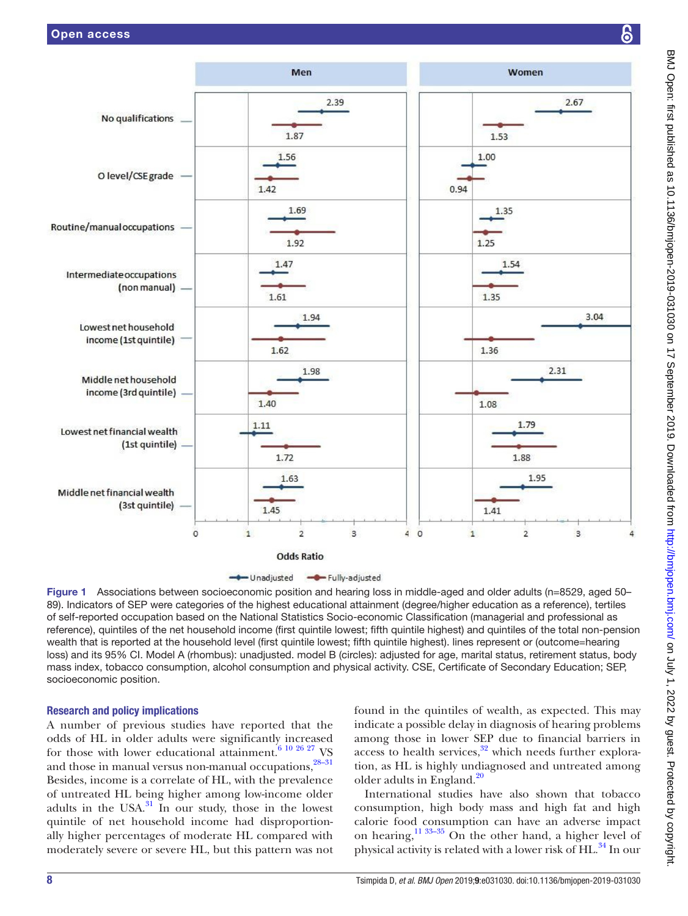Figure 1 Associations between socioeconomic position and hearing loss in middle-aged and older adults (n=8529, aged 50–89). Indicators of SEP were categories of the highest educational attainment (degree/higher education as a reference), tertiles of self-reported occupation based on the National Statistics Socio-economic Classification (managerial and professional as reference), quintiles of the net household income (first quintile lowest; fifth quintile highest) and quintiles of the total non-pension wealth that is reported at the household level (first quintile lowest; fifth quintile highest). lines represent or (outcome=hearing loss) and its 95% CI. Model A (rhombus): unadjusted. model B (circles): adjusted for age, marital status, retirement status, body mass index, tobacco consumption, alcohol consumption and physical activity. CSE, Certificate of Secondary Education; SEP, socioeconomic position.

## Research and policy implications

A number of previous studies have reported that the odds of HL in older adults were significantly increased for those with lower educational attainment.[6 10 26 27] VS and those in manual versus non-manual occupations,[28–31] Besides, income is a correlate of HL, with the prevalence of untreated HL being higher among low-income older adults in the USA.[31] In our study, those in the lowest quintile of net household income had disproportionally higher percentages of moderate HL compared with moderately severe or severe HL, but this pattern was not found in the quintiles of wealth, as expected. This may indicate a possible delay in diagnosis of hearing problems among those in lower SEP due to financial barriers in access to health services,[32] which needs further exploration, as HL is highly undiagnosed and untreated among older adults in England.[20]

International studies have also shown that tobacco consumption, high body mass and high fat and high calorie food consumption can have an adverse impact on hearing,[11 33–35] On the other hand, a higher level of physical activity is related with a lower risk of HL.[34] In our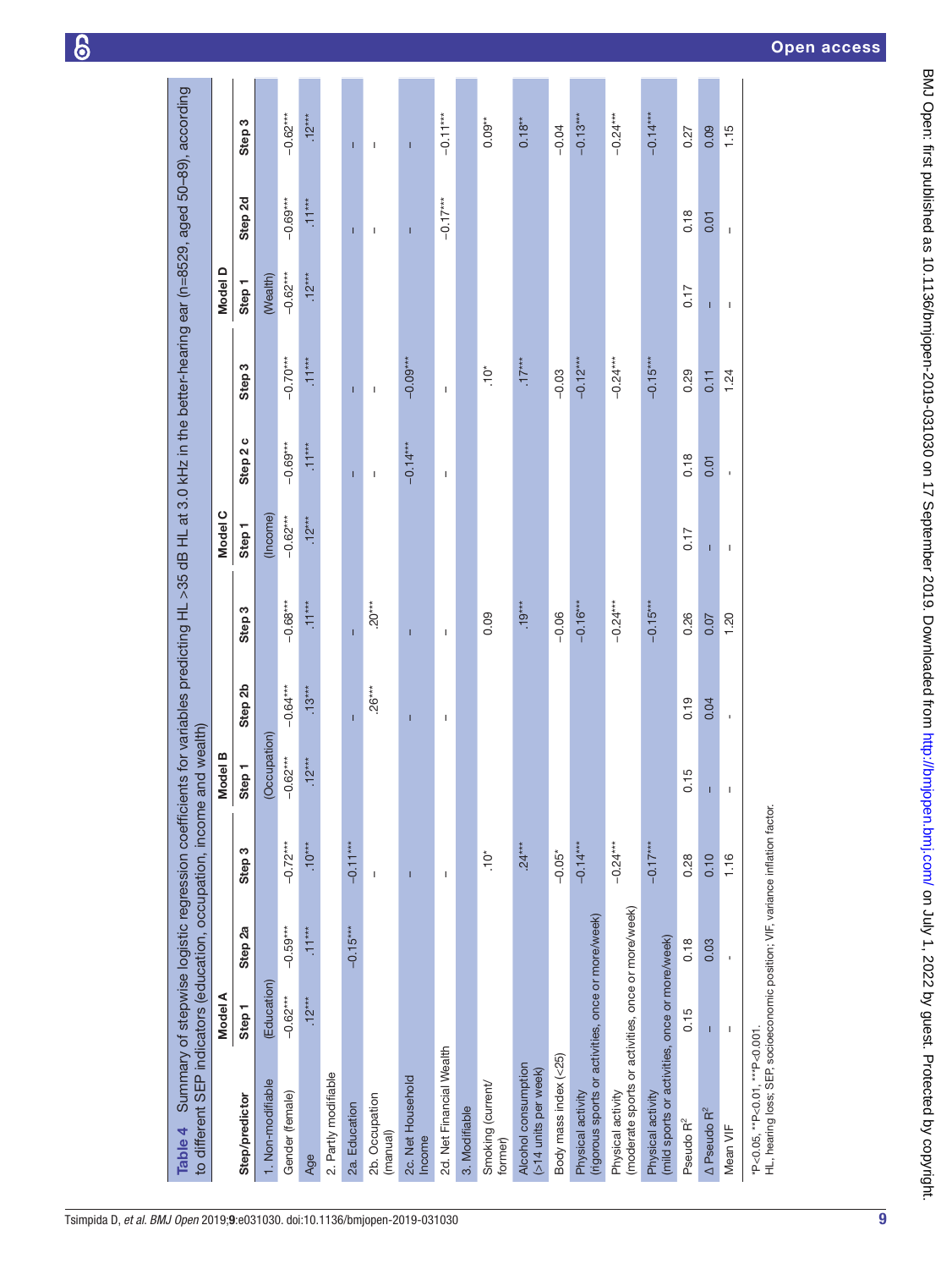**Table 4** Summary of stepwise logistic regression coefficients for variables predicting HL >35 dB HL at 3.0 kHz in the better-hearing ear (n=8529, aged 50–89), according to different SEP indicators (education, occupation, income and wealth)

| Step/predictor | Model A Step 1 | Model A Step 2a | Model A Step 3 | Model B Step 1 | Model B Step 2b | Model B Step 3 | Model C Step 1 | Model C Step 2 c | Model C Step 3 | Model D Step 1 | Model D Step 2d | Model D Step 3 |
|---|---|---|---|---|---|---|---|---|---|---|---|---|
| 1. Non-modifiable | (Education) | | | (Occupation) | | | (Income) | | | (Wealth) | | |
| Gender (female) | −0.62*** | −0.59*** | −0.72*** | −0.62*** | −0.64*** | −0.68*** | −0.62*** | −0.69*** | −0.70*** | −0.62*** | −0.69*** | −0.62*** |
| Age | .12*** | .11*** | .10*** | .12*** | .13*** | .11*** | .12*** | .11*** | .11*** | .12*** | .11*** | .12*** |
| 2. Partly modifiable | | | | | | | | | | | | |
| 2a. Education | | −0.15*** | −0.11*** | | – | – | | – | – | | – | – |
| 2b. Occupation (manual) | | | – | | .26*** | .20*** | | – | – | | – | – |
| 2c. Net Household Income | | | – | | – | – | | −0.14*** | −0.09*** | | – | – |
| 2d. Net Financial Wealth | | | – | | – | – | | – | – | | −0.17*** | −0.11*** |
| 3. Modifiable | | | | | | | | | | | | |
| Smoking (current/former) | | | .10* | | | 0.09 | | | .10* | | | 0.09** |
| Alcohol consumption (>14 units per week) | | | .24*** | | | .19*** | | | .17*** | | | 0.18** |
| Body mass index (<25) | | | −0.05* | | | −0.06 | | | −0.03 | | | −0.04 |
| Physical activity (rigorous sports or activities, once or more/week) | | | −0.14*** | | | −0.16*** | | | −0.12*** | | | −0.13*** |
| Physical activity (moderate sports or activities, once or more/week) | | | −0.24*** | | | −0.24*** | | | −0.24*** | | | −0.24*** |
| Physical activity (mild sports or activities, once or more/week) | | | −0.17*** | | | −0.15*** | | | −0.15*** | | | −0.14*** |
| Pseudo $R^2$ | 0.15 | 0.18 | 0.28 | 0.15 | 0.19 | 0.26 | 0.17 | 0.18 | 0.29 | 0.17 | 0.18 | 0.27 |
| Δ Pseudo $R^2$ | – | 0.03 | 0.10 | – | 0.04 | 0.07 | – | 0.01 | 0.11 | – | 0.01 | 0.09 |
| Mean VIF | – | - | 1.16 | – | - | 1.20 | – | - | 1.24 | – | – | 1.15 |

*P<0.05, **P<0.01, ***P<0.001.
HL, hearing loss; SEP, socioeconomic position; VIF, variance inflation factor.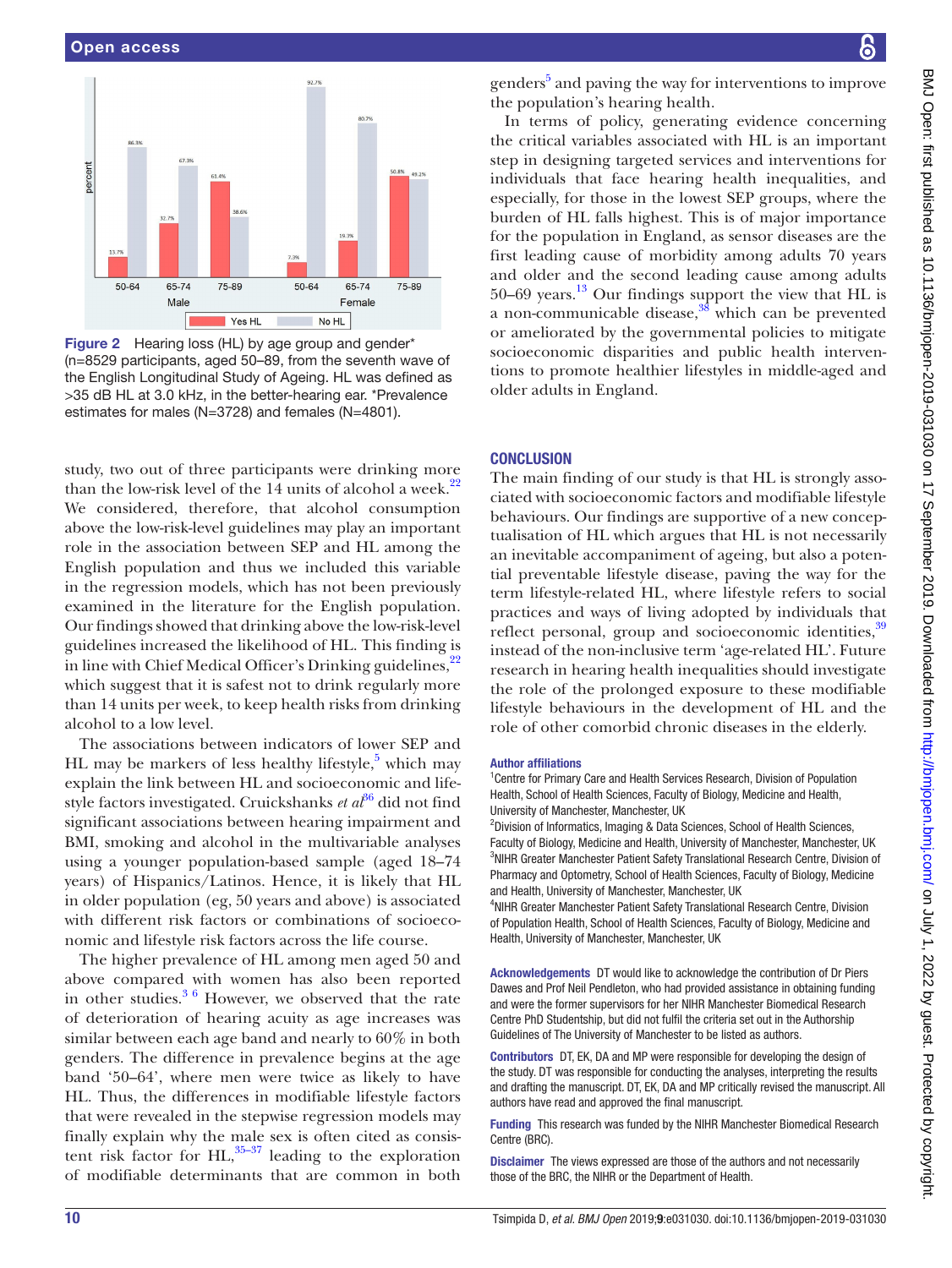percent

86.3%

13.7%

67.3%

32.7%

61.4%

38.6%

92.7%

7.3%

80.7%

19.3%

50.8%

49.2%

50-64

65-74

75-89

Male

50-64

65-74

75-89

Female

Yes HL

No HL

Figure 2 Hearing loss (HL) by age group and gender* (n=8529 participants, aged 50–89, from the seventh wave of the English Longitudinal Study of Ageing. HL was defined as >35 dB HL at 3.0 kHz, in the better-hearing ear. *Prevalence estimates for males (N=3728) and females (N=4801).

study, two out of three participants were drinking more than the low-risk level of the 14 units of alcohol a week.[22] We considered, therefore, that alcohol consumption above the low-risk-level guidelines may play an important role in the association between SEP and HL among the English population and thus we included this variable in the regression models, which has not been previously examined in the literature for the English population. Our findings showed that drinking above the low-risk-level guidelines increased the likelihood of HL. This finding is in line with Chief Medical Officer's Drinking guidelines,[22] which suggest that it is safest not to drink regularly more than 14 units per week, to keep health risks from drinking alcohol to a low level.

The associations between indicators of lower SEP and HL may be markers of less healthy lifestyle,[5] which may explain the link between HL and socioeconomic and lifestyle factors investigated. Cruickshanks *et al*[36] did not find significant associations between hearing impairment and BMI, smoking and alcohol in the multivariable analyses using a younger population-based sample (aged 18–74 years) of Hispanics/Latinos. Hence, it is likely that HL in older population (eg, 50 years and above) is associated with different risk factors or combinations of socioeconomic and lifestyle risk factors across the life course.

The higher prevalence of HL among men aged 50 and above compared with women has also been reported in other studies.[3,6] However, we observed that the rate of deterioration of hearing acuity as age increases was similar between each age band and nearly to 60% in both genders. The difference in prevalence begins at the age band '50–64', where men were twice as likely to have HL. Thus, the differences in modifiable lifestyle factors that were revealed in the stepwise regression models may finally explain why the male sex is often cited as consistent risk factor for HL,[35–37] leading to the exploration of modifiable determinants that are common in both genders[5] and paving the way for interventions to improve the population's hearing health.

In terms of policy, generating evidence concerning the critical variables associated with HL is an important step in designing targeted services and interventions for individuals that face hearing health inequalities, and especially, for those in the lowest SEP groups, where the burden of HL falls highest. This is of major importance for the population in England, as sensor diseases are the first leading cause of morbidity among adults 70 years and older and the second leading cause among adults 50–69 years.[13] Our findings support the view that HL is a non-communicable disease,[38] which can be prevented or ameliorated by the governmental policies to mitigate socioeconomic disparities and public health interventions to promote healthier lifestyles in middle-aged and older adults in England.

## CONCLUSION

The main finding of our study is that HL is strongly associated with socioeconomic factors and modifiable lifestyle behaviours. Our findings are supportive of a new conceptualisation of HL which argues that HL is not necessarily an inevitable accompaniment of ageing, but also a potential preventable lifestyle disease, paving the way for the term lifestyle-related HL, where lifestyle refers to social practices and ways of living adopted by individuals that reflect personal, group and socioeconomic identities,[39] instead of the non-inclusive term 'age-related HL'. Future research in hearing health inequalities should investigate the role of the prolonged exposure to these modifiable lifestyle behaviours in the development of HL and the role of other comorbid chronic diseases in the elderly.

**Author affiliations**

[1]Centre for Primary Care and Health Services Research, Division of Population Health, School of Health Sciences, Faculty of Biology, Medicine and Health, University of Manchester, Manchester, UK

[2]Division of Informatics, Imaging & Data Sciences, School of Health Sciences, Faculty of Biology, Medicine and Health, University of Manchester, Manchester, UK

[3]NIHR Greater Manchester Patient Safety Translational Research Centre, Division of Pharmacy and Optometry, School of Health Sciences, Faculty of Biology, Medicine and Health, University of Manchester, Manchester, UK

[4]NIHR Greater Manchester Patient Safety Translational Research Centre, Division of Population Health, School of Health Sciences, Faculty of Biology, Medicine and Health, University of Manchester, Manchester, UK

**Acknowledgements** DT would like to acknowledge the contribution of Dr Piers Dawes and Prof Neil Pendleton, who had provided assistance in obtaining funding and were the former supervisors for her NIHR Manchester Biomedical Research Centre PhD Studentship, but did not fulfil the criteria set out in the Authorship Guidelines of The University of Manchester to be listed as authors.

**Contributors** DT, EK, DA and MP were responsible for developing the design of the study. DT was responsible for conducting the analyses, interpreting the results and drafting the manuscript. DT, EK, DA and MP critically revised the manuscript. All authors have read and approved the final manuscript.

**Funding** This research was funded by the NIHR Manchester Biomedical Research Centre (BRC).

**Disclaimer** The views expressed are those of the authors and not necessarily those of the BRC, the NIHR or the Department of Health.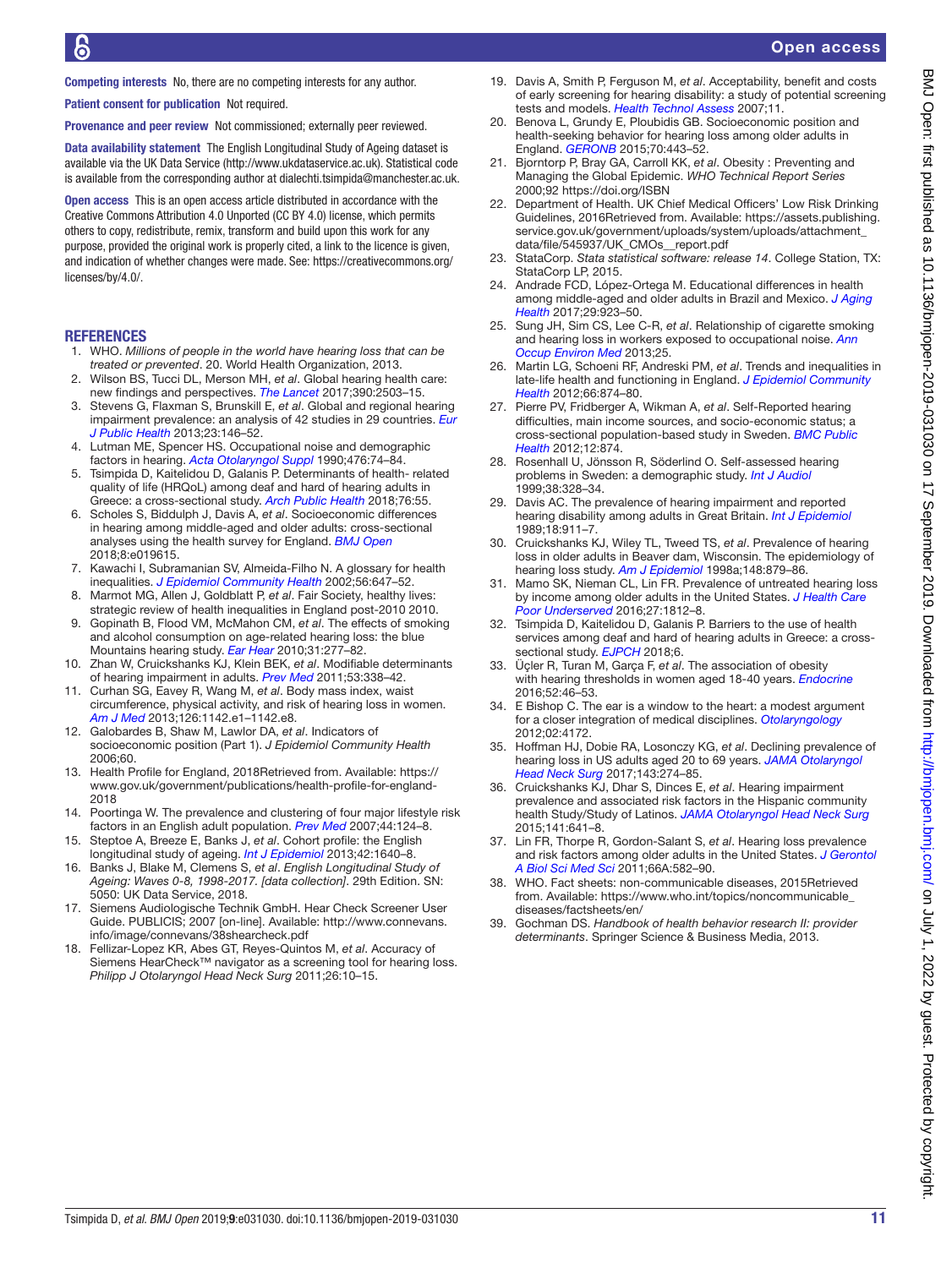**Competing interests** No, there are no competing interests for any author.

**Patient consent for publication** Not required.

**Provenance and peer review** Not commissioned; externally peer reviewed.

**Data availability statement** The English Longitudinal Study of Ageing dataset is available via the UK Data Service (http://www.ukdataservice.ac.uk). Statistical code is available from the corresponding author at dialechti.tsimpida@manchester.ac.uk.

**Open access** This is an open access article distributed in accordance with the Creative Commons Attribution 4.0 Unported (CC BY 4.0) license, which permits others to copy, redistribute, remix, transform and build upon this work for any purpose, provided the original work is properly cited, a link to the licence is given, and indication of whether changes were made. See: https://creativecommons.org/licenses/by/4.0/.

## REFERENCES

1. WHO. *Millions of people in the world have hearing loss that can be treated or prevented*. 20. World Health Organization, 2013.
2. Wilson BS, Tucci DL, Merson MH, *et al*. Global hearing health care: new findings and perspectives. *The Lancet* 2017;390:2503–15.
3. Stevens G, Flaxman S, Brunskill E, *et al*. Global and regional hearing impairment prevalence: an analysis of 42 studies in 29 countries. *Eur J Public Health* 2013;23:146–52.
4. Lutman ME, Spencer HS. Occupational noise and demographic factors in hearing. *Acta Otolaryngol Suppl* 1990;476:74–84.
5. Tsimpida D, Kaitelidou D, Galanis P. Determinants of health- related quality of life (HRQoL) among deaf and hard of hearing adults in Greece: a cross-sectional study. *Arch Public Health* 2018;76:55.
6. Scholes S, Biddulph J, Davis A, *et al*. Socioeconomic differences in hearing among middle-aged and older adults: cross-sectional analyses using the health survey for England. *BMJ Open* 2018;8:e019615.
7. Kawachi I, Subramanian SV, Almeida-Filho N. A glossary for health inequalities. *J Epidemiol Community Health* 2002;56:647–52.
8. Marmot MG, Allen J, Goldblatt P, *et al*. Fair Society, healthy lives: strategic review of health inequalities in England post-2010 2010.
9. Gopinath B, Flood VM, McMahon CM, *et al*. The effects of smoking and alcohol consumption on age-related hearing loss: the blue Mountains hearing study. *Ear Hear* 2010;31:277–82.
10. Zhan W, Cruickshanks KJ, Klein BEK, *et al*. Modifiable determinants of hearing impairment in adults. *Prev Med* 2011;53:338–42.
11. Curhan SG, Eavey R, Wang M, *et al*. Body mass index, waist circumference, physical activity, and risk of hearing loss in women. *Am J Med* 2013;126:1142.e1–1142.e8.
12. Galobardes B, Shaw M, Lawlor DA, *et al*. Indicators of socioeconomic position (Part 1). *J Epidemiol Community Health* 2006;60.
13. Health Profile for England, 2018Retrieved from. Available: https://www.gov.uk/government/publications/health-profile-for-england-2018
14. Poortinga W. The prevalence and clustering of four major lifestyle risk factors in an English adult population. *Prev Med* 2007;44:124–8.
15. Steptoe A, Breeze E, Banks J, *et al*. Cohort profile: the English longitudinal study of ageing. *Int J Epidemiol* 2013;42:1640–8.
16. Banks J, Blake M, Clemens S, *et al*. *English Longitudinal Study of Ageing: Waves 0-8, 1998-2017. [data collection]*. 29th Edition. SN: 5050: UK Data Service, 2018.
17. Siemens Audiologische Technik GmbH. Hear Check Screener User Guide. PUBLICIS; 2007 [on-line]. Available: http://www.connevans.info/image/connevans/38shearcheck.pdf
18. Fellizar-Lopez KR, Abes GT, Reyes-Quintos M, *et al*. Accuracy of Siemens HearCheck™ navigator as a screening tool for hearing loss. *Philipp J Otolaryngol Head Neck Surg* 2011;26:10–15.
19. Davis A, Smith P, Ferguson M, *et al*. Acceptability, benefit and costs of early screening for hearing disability: a study of potential screening tests and models. *Health Technol Assess* 2007;11.
20. Benova L, Grundy E, Ploubidis GB. Socioeconomic position and health-seeking behavior for hearing loss among older adults in England. *GERONB* 2015;70:443–52.
21. Bjorntorp P, Bray GA, Carroll KK, *et al*. Obesity : Preventing and Managing the Global Epidemic. *WHO Technical Report Series* 2000;92 https://doi.org/ISBN
22. Department of Health. UK Chief Medical Officers' Low Risk Drinking Guidelines, 2016Retrieved from. Available: https://assets.publishing.service.gov.uk/government/uploads/system/uploads/attachment_data/file/545937/UK_CMOs__report.pdf
23. StataCorp. *Stata statistical software: release 14*. College Station, TX: StataCorp LP, 2015.
24. Andrade FCD, López-Ortega M. Educational differences in health among middle-aged and older adults in Brazil and Mexico. *J Aging Health* 2017;29:923–50.
25. Sung JH, Sim CS, Lee C-R, *et al*. Relationship of cigarette smoking and hearing loss in workers exposed to occupational noise. *Ann Occup Environ Med* 2013;25.
26. Martin LG, Schoeni RF, Andreski PM, *et al*. Trends and inequalities in late-life health and functioning in England. *J Epidemiol Community Health* 2012;66:874–80.
27. Pierre PV, Fridberger A, Wikman A, *et al*. Self-Reported hearing difficulties, main income sources, and socio-economic status; a cross-sectional population-based study in Sweden. *BMC Public Health* 2012;12:874.
28. Rosenhall U, Jönsson R, Söderlind O. Self-assessed hearing problems in Sweden: a demographic study. *Int J Audiol* 1999;38:328–34.
29. Davis AC. The prevalence of hearing impairment and reported hearing disability among adults in Great Britain. *Int J Epidemiol* 1989;18:911–7.
30. Cruickshanks KJ, Wiley TL, Tweed TS, *et al*. Prevalence of hearing loss in older adults in Beaver dam, Wisconsin. The epidemiology of hearing loss study. *Am J Epidemiol* 1998a;148:879–86.
31. Mamo SK, Nieman CL, Lin FR. Prevalence of untreated hearing loss by income among older adults in the United States. *J Health Care Poor Underserved* 2016;27:1812–8.
32. Tsimpida D, Kaitelidou D, Galanis P. Barriers to the use of health services among deaf and hard of hearing adults in Greece: a cross-sectional study. *EJPCH* 2018;6.
33. Üçler R, Turan M, Garça F, *et al*. The association of obesity with hearing thresholds in women aged 18-40 years. *Endocrine* 2016;52:46–53.
34. E Bishop C. The ear is a window to the heart: a modest argument for a closer integration of medical disciplines. *Otolaryngology* 2012;02:4172.
35. Hoffman HJ, Dobie RA, Losonczy KG, *et al*. Declining prevalence of hearing loss in US adults aged 20 to 69 years. *JAMA Otolaryngol Head Neck Surg* 2017;143:274–85.
36. Cruickshanks KJ, Dhar S, Dinces E, *et al*. Hearing impairment prevalence and associated risk factors in the Hispanic community health Study/Study of Latinos. *JAMA Otolaryngol Head Neck Surg* 2015;141:641–8.
37. Lin FR, Thorpe R, Gordon-Salant S, *et al*. Hearing loss prevalence and risk factors among older adults in the United States. *J Gerontol A Biol Sci Med Sci* 2011;66A:582–90.
38. WHO. Fact sheets: non-communicable diseases, 2015Retrieved from. Available: https://www.who.int/topics/noncommunicable_diseases/factsheets/en/
39. Gochman DS. *Handbook of health behavior research II: provider determinants*. Springer Science & Business Media, 2013.